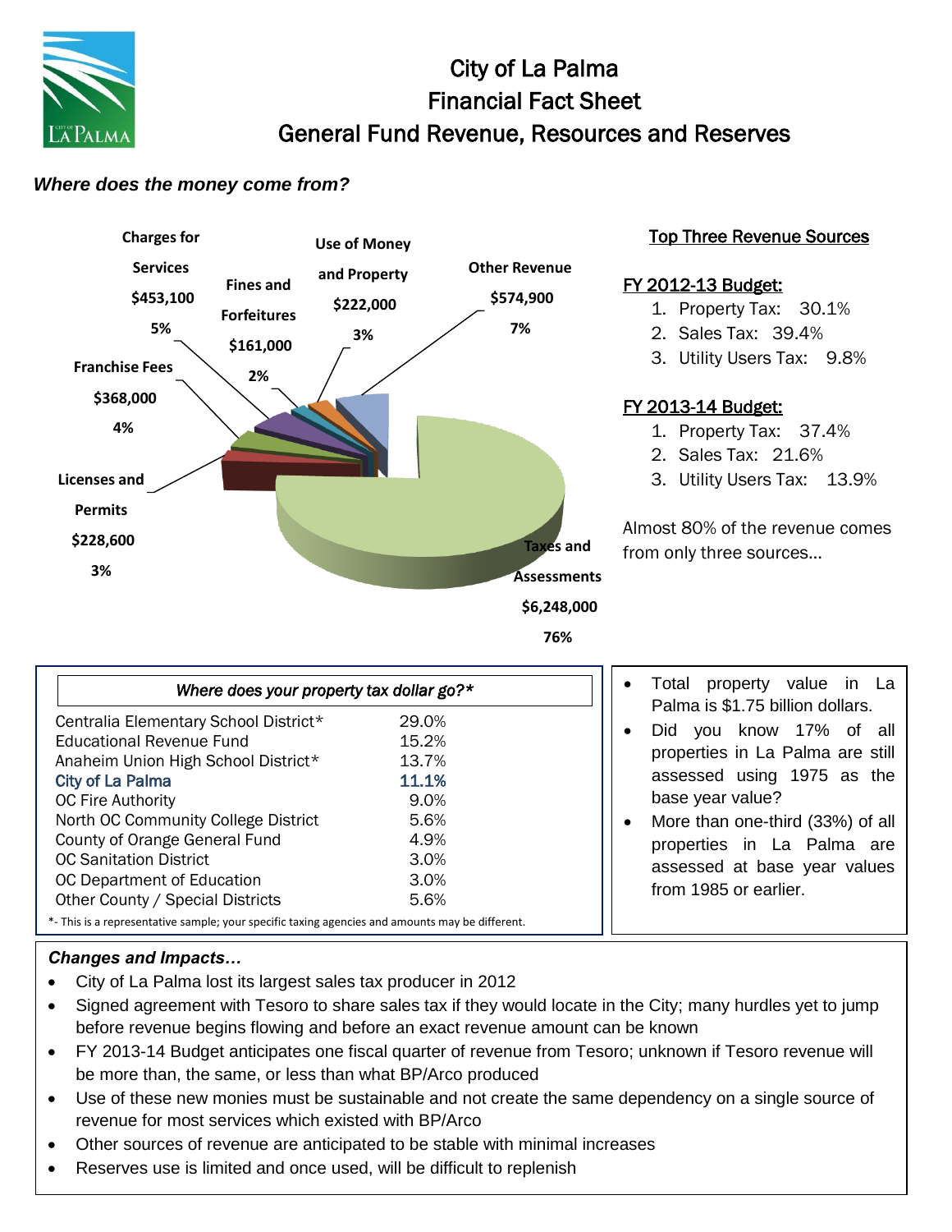# City of La Palma
# Financial Fact Sheet
# General Fund Revenue, Resources and Reserves

***Where does the money come from?***

Charges for Services $453,100 5%

Fines and Forfeitures $161,000 2%

Use of Money and Property $222,000 3%

Other Revenue $574,900 7%

Franchise Fees $368,000 4%

Licenses and Permits $228,600 3%

Taxes and Assessments $6,248,000 76%

## Top Three Revenue Sources

**FY 2012-13 Budget:**

1. Property Tax: 30.1%
2. Sales Tax: 39.4%
3. Utility Users Tax: 9.8%

**FY 2013-14 Budget:**

1. Property Tax: 37.4%
2. Sales Tax: 21.6%
3. Utility Users Tax: 13.9%

Almost 80% of the revenue comes from only three sources…

| *Where does your property tax dollar go?** | |
|---|---|
| Centralia Elementary School District* | 29.0% |
| Educational Revenue Fund | 15.2% |
| Anaheim Union High School District* | 13.7% |
| **City of La Palma** | **11.1%** |
| OC Fire Authority | 9.0% |
| North OC Community College District | 5.6% |
| County of Orange General Fund | 4.9% |
| OC Sanitation District | 3.0% |
| OC Department of Education | 3.0% |
| Other County / Special Districts | 5.6% |

*- This is a representative sample; your specific taxing agencies and amounts may be different.

- Total property value in La Palma is $1.75 billion dollars.
- Did you know 17% of all properties in La Palma are still assessed using 1975 as the base year value?
- More than one-third (33%) of all properties in La Palma are assessed at base year values from 1985 or earlier.

***Changes and Impacts…***

- City of La Palma lost its largest sales tax producer in 2012
- Signed agreement with Tesoro to share sales tax if they would locate in the City; many hurdles yet to jump before revenue begins flowing and before an exact revenue amount can be known
- FY 2013-14 Budget anticipates one fiscal quarter of revenue from Tesoro; unknown if Tesoro revenue will be more than, the same, or less than what BP/Arco produced
- Use of these new monies must be sustainable and not create the same dependency on a single source of revenue for most services which existed with BP/Arco
- Other sources of revenue are anticipated to be stable with minimal increases
- Reserves use is limited and once used, will be difficult to replenish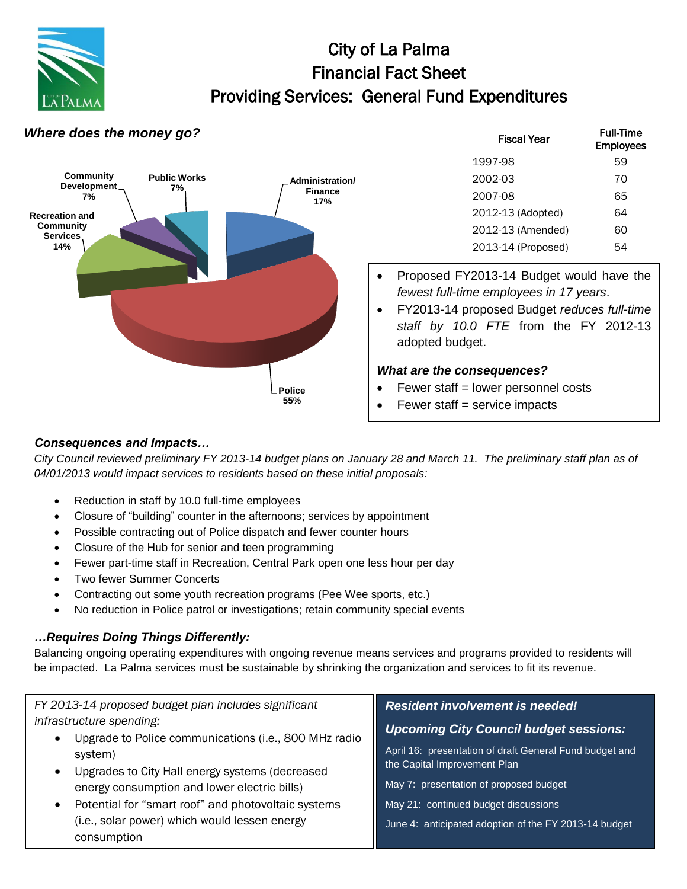# City of La Palma
# Financial Fact Sheet
# Providing Services: General Fund Expenditures

### *Where does the money go?*

Community Development 7%
Public Works 7%
Administration/ Finance 17%
Recreation and Community Services 14%
Police 55%

| Fiscal Year | Full-Time Employees |
|---|---|
| 1997-98 | 59 |
| 2002-03 | 70 |
| 2007-08 | 65 |
| 2012-13 (Adopted) | 64 |
| 2012-13 (Amended) | 60 |
| 2013-14 (Proposed) | 54 |

- Proposed FY2013-14 Budget would have the *fewest full-time employees in 17 years*.
- FY2013-14 proposed Budget *reduces full-time staff by 10.0 FTE* from the FY 2012-13 adopted budget.

***What are the consequences?***

- Fewer staff = lower personnel costs
- Fewer staff = service impacts

### *Consequences and Impacts…*

*City Council reviewed preliminary FY 2013-14 budget plans on January 28 and March 11. The preliminary staff plan as of 04/01/2013 would impact services to residents based on these initial proposals:*

- Reduction in staff by 10.0 full-time employees
- Closure of "building" counter in the afternoons; services by appointment
- Possible contracting out of Police dispatch and fewer counter hours
- Closure of the Hub for senior and teen programming
- Fewer part-time staff in Recreation, Central Park open one less hour per day
- Two fewer Summer Concerts
- Contracting out some youth recreation programs (Pee Wee sports, etc.)
- No reduction in Police patrol or investigations; retain community special events

### *…Requires Doing Things Differently:*

Balancing ongoing operating expenditures with ongoing revenue means services and programs provided to residents will be impacted. La Palma services must be sustainable by shrinking the organization and services to fit its revenue.

*FY 2013-14 proposed budget plan includes significant infrastructure spending:*

- Upgrade to Police communications (i.e., 800 MHz radio system)
- Upgrades to City Hall energy systems (decreased energy consumption and lower electric bills)
- Potential for "smart roof" and photovoltaic systems (i.e., solar power) which would lessen energy consumption

***Resident involvement is needed!***

***Upcoming City Council budget sessions:***

April 16: presentation of draft General Fund budget and the Capital Improvement Plan

May 7: presentation of proposed budget

May 21: continued budget discussions

June 4: anticipated adoption of the FY 2013-14 budget